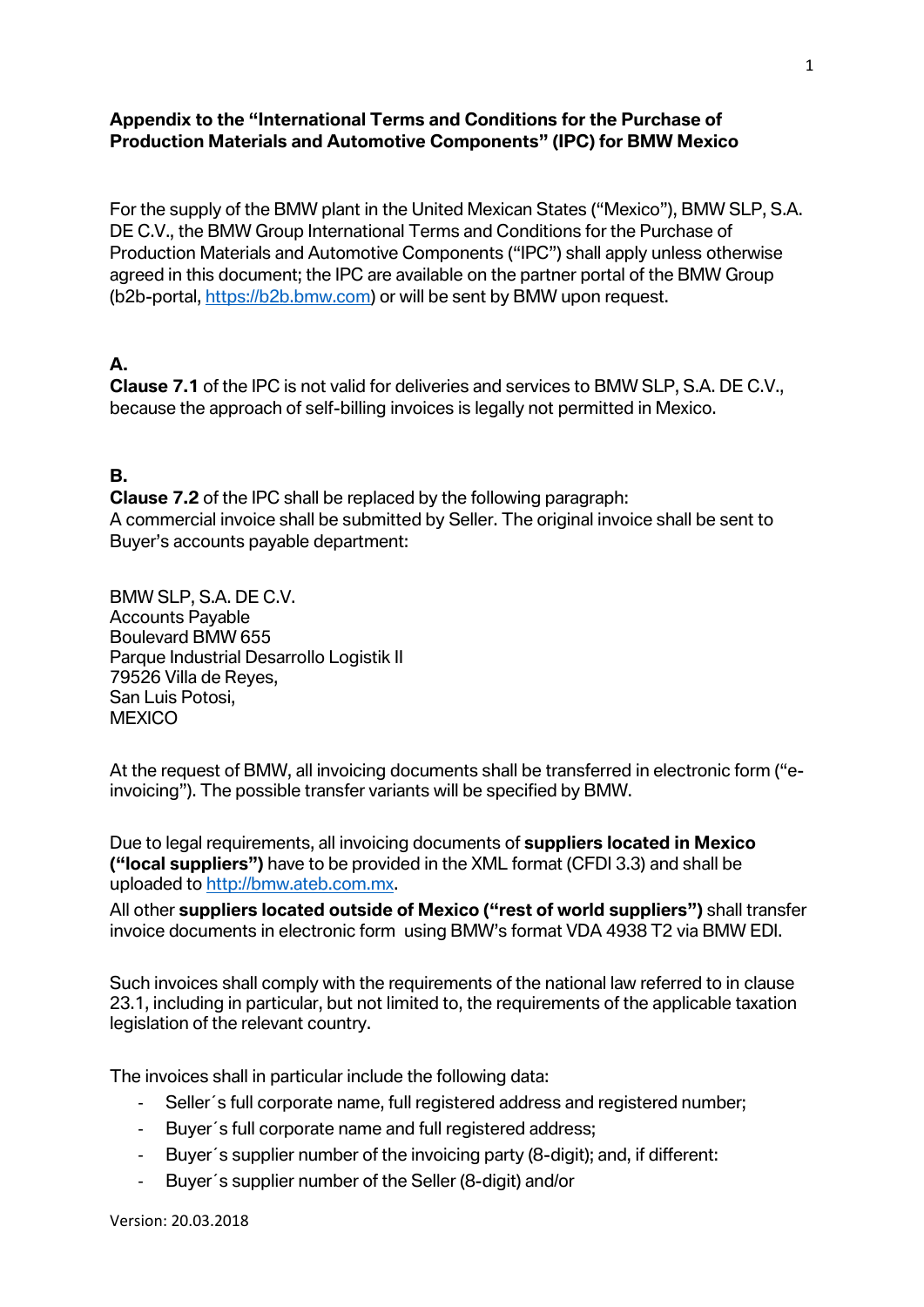**Appendix to the "International Terms and Conditions for the Purchase of Production Materials and Automotive Components" (IPC) for BMW Mexico**

For the supply of the BMW plant in the United Mexican States ("Mexico"), BMW SLP, S.A. DE C.V., the BMW Group International Terms and Conditions for the Purchase of Production Materials and Automotive Components ("IPC") shall apply unless otherwise agreed in this document; the IPC are available on the partner portal of the BMW Group (b2b-portal, https://b2b.bmw.com) or will be sent by BMW upon request.

**A.**

**Clause 7.1** of the IPC is not valid for deliveries and services to BMW SLP, S.A. DE C.V., because the approach of self-billing invoices is legally not permitted in Mexico.

**B.**

**Clause 7.2** of the IPC shall be replaced by the following paragraph:
A commercial invoice shall be submitted by Seller. The original invoice shall be sent to Buyer's accounts payable department:

BMW SLP, S.A. DE C.V.
Accounts Payable
Boulevard BMW 655
Parque Industrial Desarrollo Logistik II
79526 Villa de Reyes,
San Luis Potosi,
MEXICO

At the request of BMW, all invoicing documents shall be transferred in electronic form ("e-invoicing"). The possible transfer variants will be specified by BMW.

Due to legal requirements, all invoicing documents of **suppliers located in Mexico ("local suppliers")** have to be provided in the XML format (CFDI 3.3) and shall be uploaded to http://bmw.ateb.com.mx.

All other **suppliers located outside of Mexico ("rest of world suppliers")** shall transfer invoice documents in electronic form using BMW's format VDA 4938 T2 via BMW EDI.

Such invoices shall comply with the requirements of the national law referred to in clause 23.1, including in particular, but not limited to, the requirements of the applicable taxation legislation of the relevant country.

The invoices shall in particular include the following data:

- Seller´s full corporate name, full registered address and registered number;
- Buyer´s full corporate name and full registered address;
- Buyer´s supplier number of the invoicing party (8-digit); and, if different:
- Buyer´s supplier number of the Seller (8-digit) and/or

Version: 20.03.2018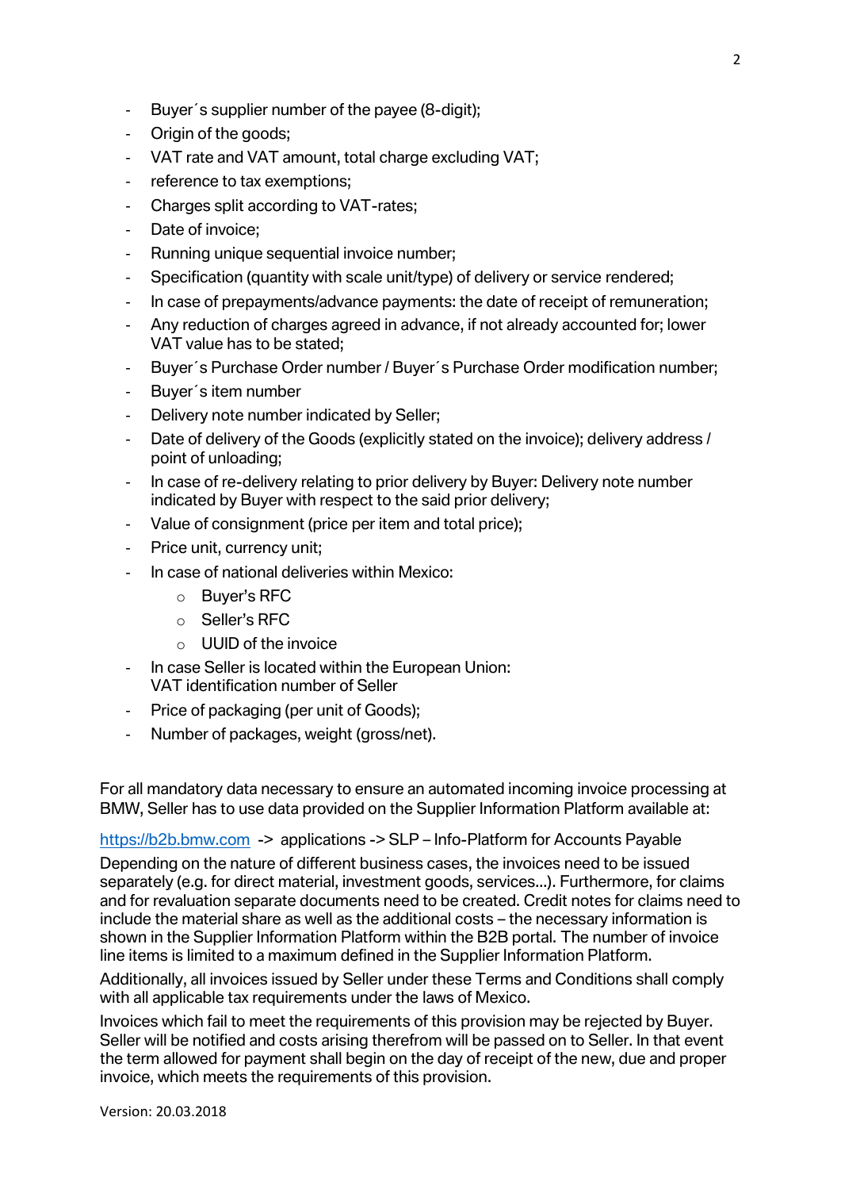- Buyer´s supplier number of the payee (8-digit);
- Origin of the goods;
- VAT rate and VAT amount, total charge excluding VAT;
- reference to tax exemptions;
- Charges split according to VAT-rates;
- Date of invoice;
- Running unique sequential invoice number;
- Specification (quantity with scale unit/type) of delivery or service rendered;
- In case of prepayments/advance payments: the date of receipt of remuneration;
- Any reduction of charges agreed in advance, if not already accounted for; lower VAT value has to be stated;
- Buyer´s Purchase Order number / Buyer´s Purchase Order modification number;
- Buyer´s item number
- Delivery note number indicated by Seller;
- Date of delivery of the Goods (explicitly stated on the invoice); delivery address / point of unloading;
- In case of re-delivery relating to prior delivery by Buyer: Delivery note number indicated by Buyer with respect to the said prior delivery;
- Value of consignment (price per item and total price);
- Price unit, currency unit;
- In case of national deliveries within Mexico:
  - Buyer's RFC
  - Seller's RFC
  - UUID of the invoice
- In case Seller is located within the European Union:
  VAT identification number of Seller
- Price of packaging (per unit of Goods);
- Number of packages, weight (gross/net).

For all mandatory data necessary to ensure an automated incoming invoice processing at BMW, Seller has to use data provided on the Supplier Information Platform available at:

https://b2b.bmw.com -> applications -> SLP – Info-Platform for Accounts Payable

Depending on the nature of different business cases, the invoices need to be issued separately (e.g. for direct material, investment goods, services...). Furthermore, for claims and for revaluation separate documents need to be created. Credit notes for claims need to include the material share as well as the additional costs – the necessary information is shown in the Supplier Information Platform within the B2B portal. The number of invoice line items is limited to a maximum defined in the Supplier Information Platform.

Additionally, all invoices issued by Seller under these Terms and Conditions shall comply with all applicable tax requirements under the laws of Mexico.

Invoices which fail to meet the requirements of this provision may be rejected by Buyer. Seller will be notified and costs arising therefrom will be passed on to Seller. In that event the term allowed for payment shall begin on the day of receipt of the new, due and proper invoice, which meets the requirements of this provision.

Version: 20.03.2018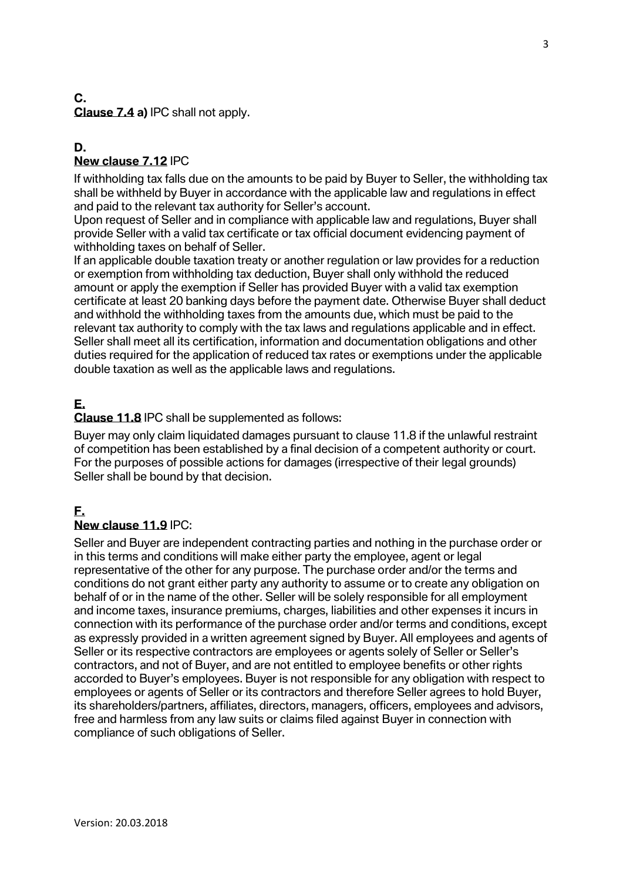**C.**

**Clause 7.4 a)** IPC shall not apply.

**D.**

**New clause 7.12** IPC

If withholding tax falls due on the amounts to be paid by Buyer to Seller, the withholding tax shall be withheld by Buyer in accordance with the applicable law and regulations in effect and paid to the relevant tax authority for Seller's account.
Upon request of Seller and in compliance with applicable law and regulations, Buyer shall provide Seller with a valid tax certificate or tax official document evidencing payment of withholding taxes on behalf of Seller.
If an applicable double taxation treaty or another regulation or law provides for a reduction or exemption from withholding tax deduction, Buyer shall only withhold the reduced amount or apply the exemption if Seller has provided Buyer with a valid tax exemption certificate at least 20 banking days before the payment date. Otherwise Buyer shall deduct and withhold the withholding taxes from the amounts due, which must be paid to the relevant tax authority to comply with the tax laws and regulations applicable and in effect.
Seller shall meet all its certification, information and documentation obligations and other duties required for the application of reduced tax rates or exemptions under the applicable double taxation as well as the applicable laws and regulations.

**E.**

**Clause 11.8** IPC shall be supplemented as follows:

Buyer may only claim liquidated damages pursuant to clause 11.8 if the unlawful restraint of competition has been established by a final decision of a competent authority or court. For the purposes of possible actions for damages (irrespective of their legal grounds) Seller shall be bound by that decision.

**F.**

**New clause 11.9** IPC:

Seller and Buyer are independent contracting parties and nothing in the purchase order or in this terms and conditions will make either party the employee, agent or legal representative of the other for any purpose. The purchase order and/or the terms and conditions do not grant either party any authority to assume or to create any obligation on behalf of or in the name of the other. Seller will be solely responsible for all employment and income taxes, insurance premiums, charges, liabilities and other expenses it incurs in connection with its performance of the purchase order and/or terms and conditions, except as expressly provided in a written agreement signed by Buyer. All employees and agents of Seller or its respective contractors are employees or agents solely of Seller or Seller's contractors, and not of Buyer, and are not entitled to employee benefits or other rights accorded to Buyer's employees. Buyer is not responsible for any obligation with respect to employees or agents of Seller or its contractors and therefore Seller agrees to hold Buyer, its shareholders/partners, affiliates, directors, managers, officers, employees and advisors, free and harmless from any law suits or claims filed against Buyer in connection with compliance of such obligations of Seller.

Version: 20.03.2018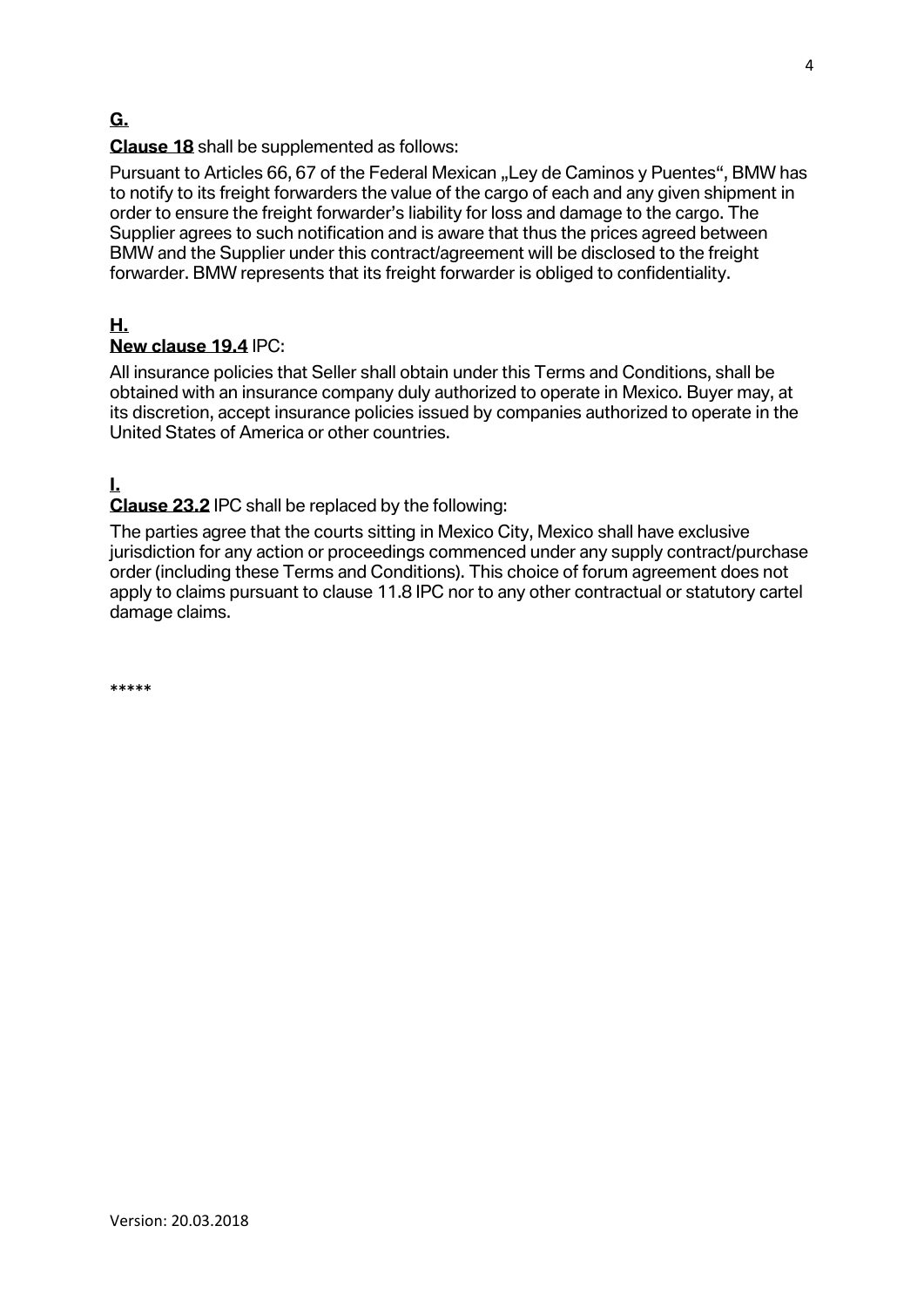**G.**

**Clause 18** shall be supplemented as follows:

Pursuant to Articles 66, 67 of the Federal Mexican „Ley de Caminos y Puentes“, BMW has to notify to its freight forwarders the value of the cargo of each and any given shipment in order to ensure the freight forwarder's liability for loss and damage to the cargo. The Supplier agrees to such notification and is aware that thus the prices agreed between BMW and the Supplier under this contract/agreement will be disclosed to the freight forwarder. BMW represents that its freight forwarder is obliged to confidentiality.

**H.**

**New clause 19.4** IPC:

All insurance policies that Seller shall obtain under this Terms and Conditions, shall be obtained with an insurance company duly authorized to operate in Mexico. Buyer may, at its discretion, accept insurance policies issued by companies authorized to operate in the United States of America or other countries.

**I.**

**Clause 23.2** IPC shall be replaced by the following:

The parties agree that the courts sitting in Mexico City, Mexico shall have exclusive jurisdiction for any action or proceedings commenced under any supply contract/purchase order (including these Terms and Conditions). This choice of forum agreement does not apply to claims pursuant to clause 11.8 IPC nor to any other contractual or statutory cartel damage claims.

*****

Version: 20.03.2018